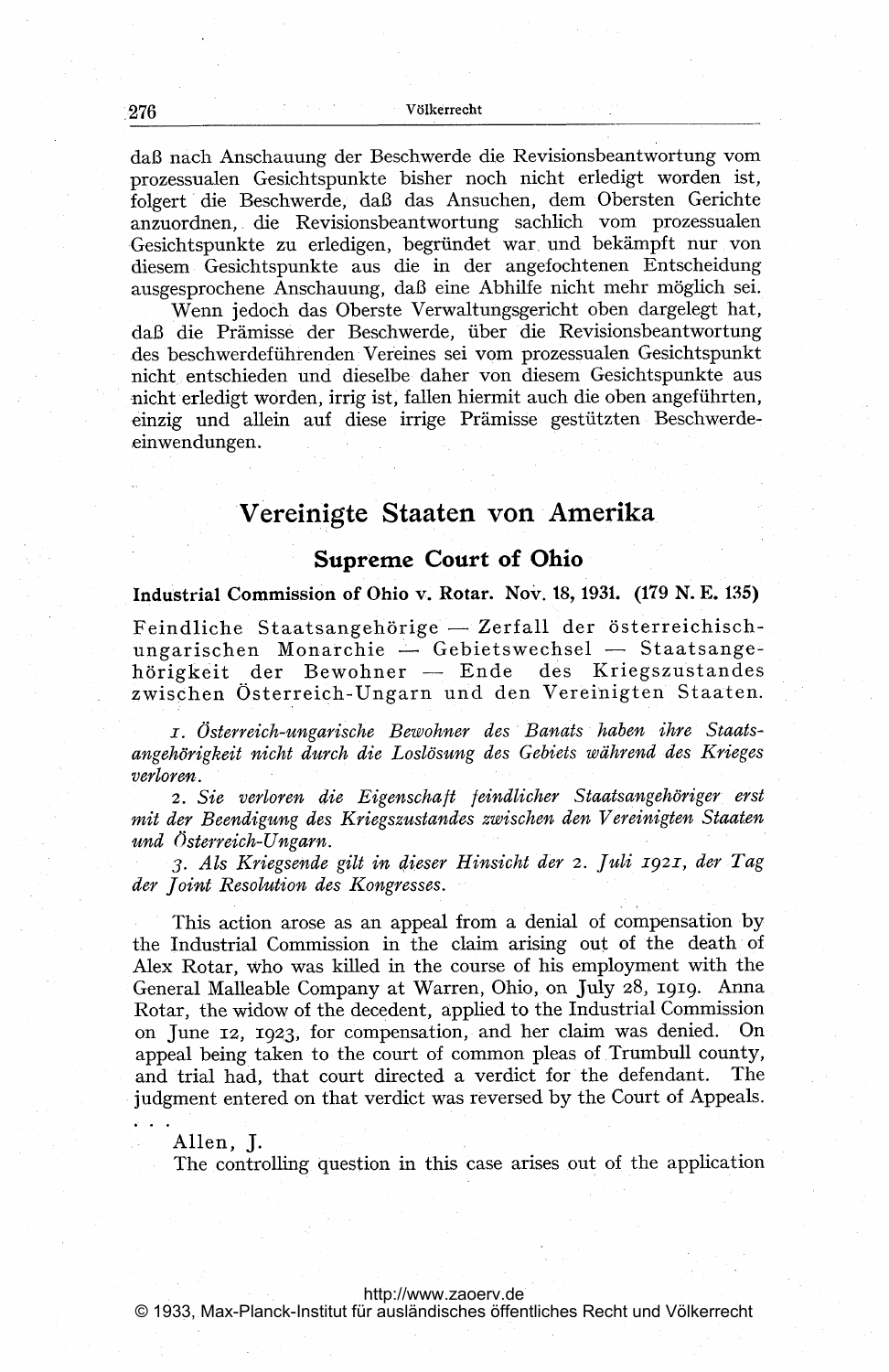daß nach Anschauung der Beschwerde die Revisionsbeantwortung vom prozessualen Gesichtspunkte bisher noch nicht erledigt worden ist, folgert die Beschwerde, daß das Ansuchen, dem Obersten Gerichte anzuordnen, die Revisionsbeantwortung sachlich vom prozessualen Gesichtspunkte zu erledigen, begründet war und bekämpft nur von diesem Gesichtspunkte aus die in der angefochtenen Entscheidung ausgesprochene Anschauung, daß eine Abhilfe nicht mehr möglich sei.

Wenn jedoch das Oberste Verwaltungsgericht oben dargelegt hat, daß die Prämisse der Beschwerde, über die Revisionsbeantwortung des beschwerdeführenden Vereines sei vom prozessualen Gesichtspunkt nicht entschieden und dieselbe daher von diesem Gesichtspunkte aus nicht erledigt worden, irrig ist, fallen hiermit auch die oben angeführten, einzig und allein auf diese irrige Prämisse gestützten Beschwerdeeinwendungen.

# Vereinigte Staaten von Amerika

## Supreme Court of Ohio

**Industrial Commission of Ohio v. Rotar. Nov. 18, 1931. (179 N. E. 135)**

Feindliche Staatsangehörige — Zerfall der österreichisch-ungarischen Monarchie — Gebietswechsel — Staatsangehörigkeit der Bewohner — Ende des Kriegszustandes zwischen Österreich-Ungarn und den Vereinigten Staaten.

*1. Österreich-ungarische Bewohner des Banats haben ihre Staatsangehörigkeit nicht durch die Loslösung des Gebiets während des Krieges verloren.*

*2. Sie verloren die Eigenschaft feindlicher Staatsangehöriger erst mit der Beendigung des Kriegszustandes zwischen den Vereinigten Staaten und Österreich-Ungarn.*

*3. Als Kriegsende gilt in dieser Hinsicht der 2. Juli 1921, der Tag der Joint Resolution des Kongresses.*

This action arose as an appeal from a denial of compensation by the Industrial Commission in the claim arising out of the death of Alex Rotar, who was killed in the course of his employment with the General Malleable Company at Warren, Ohio, on July 28, 1919. Anna Rotar, the widow of the decedent, applied to the Industrial Commission on June 12, 1923, for compensation, and her claim was denied. On appeal being taken to the court of common pleas of Trumbull county, and trial had, that court directed a verdict for the defendant. The judgment entered on that verdict was reversed by the Court of Appeals.

. . .

Allen, J.

The controlling question in this case arises out of the application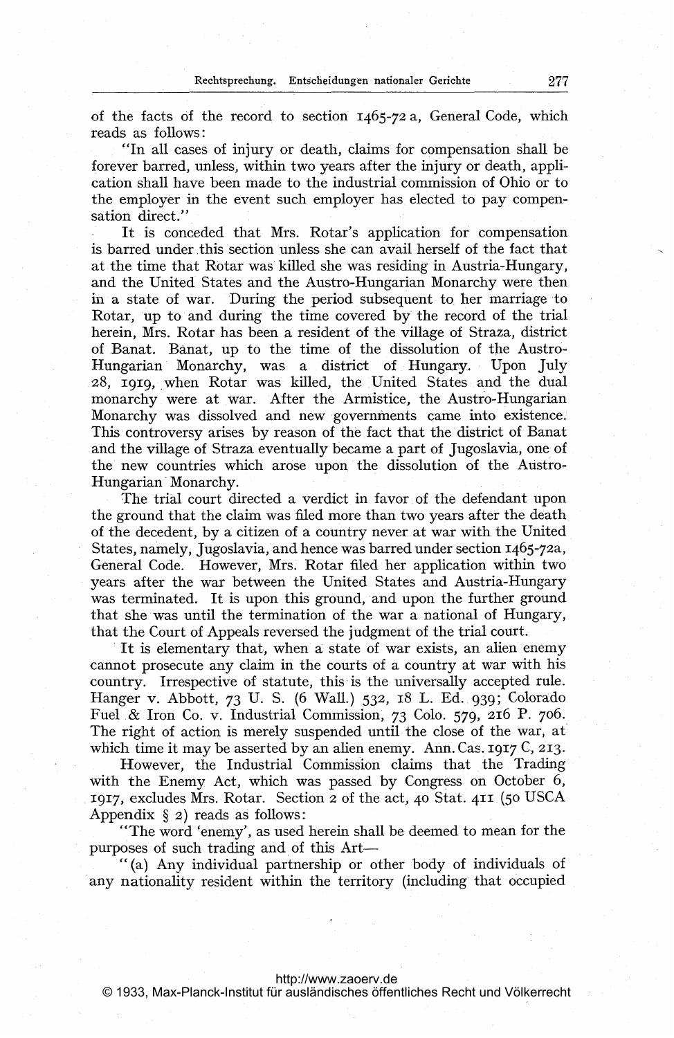of the facts of the record to section 1465-72 a, General Code, which reads as follows:

"In all cases of injury or death, claims for compensation shall be forever barred, unless, within two years after the injury or death, application shall have been made to the industrial commission of Ohio or to the employer in the event such employer has elected to pay compensation direct."

It is conceded that Mrs. Rotar's application for compensation is barred under this section unless she can avail herself of the fact that at the time that Rotar was killed she was residing in Austria-Hungary, and the United States and the Austro-Hungarian Monarchy were then in a state of war. During the period subsequent to her marriage to Rotar, up to and during the time covered by the record of the trial herein, Mrs. Rotar has been a resident of the village of Straza, district of Banat. Banat, up to the time of the dissolution of the Austro-Hungarian Monarchy, was a district of Hungary. Upon July 28, 1919, when Rotar was killed, the United States and the dual monarchy were at war. After the Armistice, the Austro-Hungarian Monarchy was dissolved and new governments came into existence. This controversy arises by reason of the fact that the district of Banat and the village of Straza eventually became a part of Jugoslavia, one of the new countries which arose upon the dissolution of the Austro-Hungarian Monarchy.

The trial court directed a verdict in favor of the defendant upon the ground that the claim was filed more than two years after the death of the decedent, by a citizen of a country never at war with the United States, namely, Jugoslavia, and hence was barred under section 1465-72a, General Code. However, Mrs. Rotar filed her application within two years after the war between the United States and Austria-Hungary was terminated. It is upon this ground, and upon the further ground that she was until the termination of the war a national of Hungary, that the Court of Appeals reversed the judgment of the trial court.

It is elementary that, when a state of war exists, an alien enemy cannot prosecute any claim in the courts of a country at war with his country. Irrespective of statute, this is the universally accepted rule. Hanger v. Abbott, 73 U. S. (6 Wall.) 532, 18 L. Ed. 939; Colorado Fuel & Iron Co. v. Industrial Commission, 73 Colo. 579, 216 P. 706. The right of action is merely suspended until the close of the war, at which time it may be asserted by an alien enemy. Ann. Cas. 1917 C, 213.

However, the Industrial Commission claims that the Trading with the Enemy Act, which was passed by Congress on October 6, 1917, excludes Mrs. Rotar. Section 2 of the act, 40 Stat. 411 (50 USCA Appendix § 2) reads as follows:

"The word 'enemy', as used herein shall be deemed to mean for the purposes of such trading and of this Art—

"(a) Any individual partnership or other body of individuals of any nationality resident within the territory (including that occupied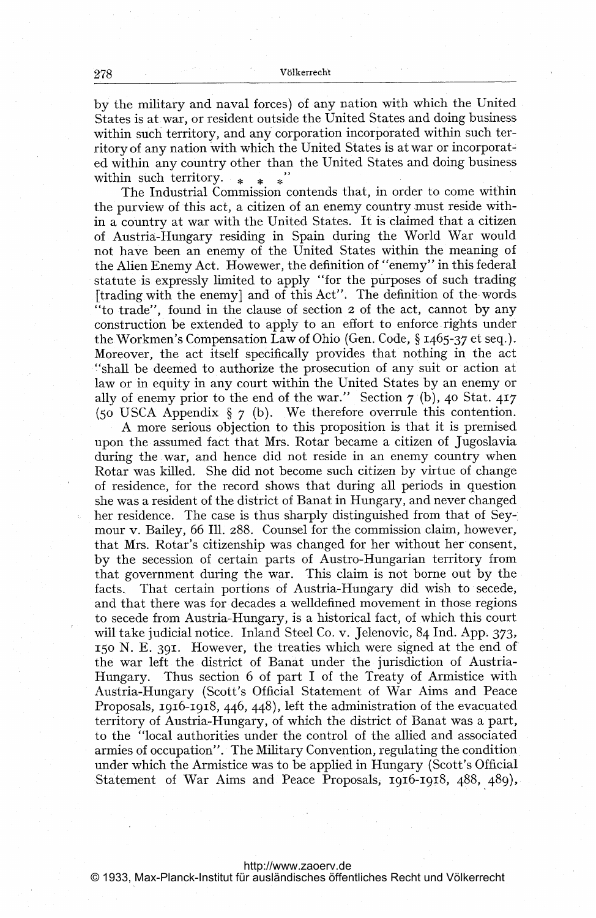by the military and naval forces) of any nation with which the United States is at war, or resident outside the United States and doing business within such territory, and any corporation incorporated within such territory of any nation with which the United States is at war or incorporated within any country other than the United States and doing business within such territory. * * *"

The Industrial Commission contends that, in order to come within the purview of this act, a citizen of an enemy country must reside within a country at war with the United States. It is claimed that a citizen of Austria-Hungary residing in Spain during the World War would not have been an enemy of the United States within the meaning of the Alien Enemy Act. Howewer, the definition of "enemy" in this federal statute is expressly limited to apply "for the purposes of such trading [trading with the enemy] and of this Act". The definition of the words "to trade", found in the clause of section 2 of the act, cannot by any construction be extended to apply to an effort to enforce rights under the Workmen's Compensation Law of Ohio (Gen. Code, § 1465-37 et seq.). Moreover, the act itself specifically provides that nothing in the act "shall be deemed to authorize the prosecution of any suit or action at law or in equity in any court within the United States by an enemy or ally of enemy prior to the end of the war." Section 7 (b), 40 Stat. 417 (50 USCA Appendix § 7 (b). We therefore overrule this contention.

A more serious objection to this proposition is that it is premised upon the assumed fact that Mrs. Rotar became a citizen of Jugoslavia during the war, and hence did not reside in an enemy country when Rotar was killed. She did not become such citizen by virtue of change of residence, for the record shows that during all periods in question she was a resident of the district of Banat in Hungary, and never changed her residence. The case is thus sharply distinguished from that of Seymour v. Bailey, 66 Ill. 288. Counsel for the commission claim, however, that Mrs. Rotar's citizenship was changed for her without her consent, by the secession of certain parts of Austro-Hungarian territory from that government during the war. This claim is not borne out by the facts. That certain portions of Austria-Hungary did wish to secede, and that there was for decades a welldefined movement in those regions to secede from Austria-Hungary, is a historical fact, of which this court will take judicial notice. Inland Steel Co. v. Jelenovic, 84 Ind. App. 373, 150 N. E. 391. However, the treaties which were signed at the end of the war left the district of Banat under the jurisdiction of Austria-Hungary. Thus section 6 of part I of the Treaty of Armistice with Austria-Hungary (Scott's Official Statement of War Aims and Peace Proposals, 1916-1918, 446, 448), left the administration of the evacuated territory of Austria-Hungary, of which the district of Banat was a part, to the "local authorities under the control of the allied and associated armies of occupation". The Military Convention, regulating the condition under which the Armistice was to be applied in Hungary (Scott's Official Statement of War Aims and Peace Proposals, 1916-1918, 488, 489),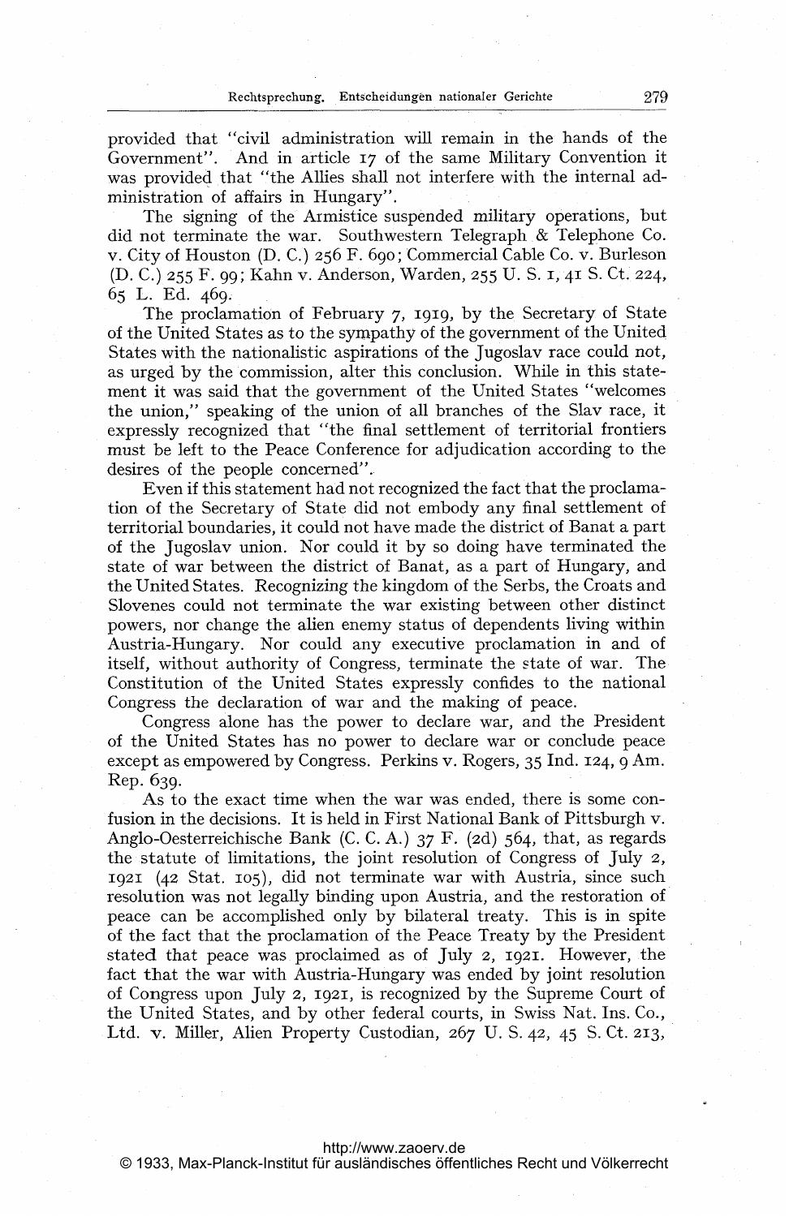provided that "civil administration will remain in the hands of the Government". And in article 17 of the same Military Convention it was provided that "the Allies shall not interfere with the internal administration of affairs in Hungary".

The signing of the Armistice suspended military operations, but did not terminate the war. Southwestern Telegraph & Telephone Co. v. City of Houston (D. C.) 256 F. 690; Commercial Cable Co. v. Burleson (D. C.) 255 F. 99; Kahn v. Anderson, Warden, 255 U. S. 1, 41 S. Ct. 224, 65 L. Ed. 469.

The proclamation of February 7, 1919, by the Secretary of State of the United States as to the sympathy of the government of the United States with the nationalistic aspirations of the Jugoslav race could not, as urged by the commission, alter this conclusion. While in this statement it was said that the government of the United States "welcomes the union," speaking of the union of all branches of the Slav race, it expressly recognized that "the final settlement of territorial frontiers must be left to the Peace Conference for adjudication according to the desires of the people concerned".

Even if this statement had not recognized the fact that the proclamation of the Secretary of State did not embody any final settlement of territorial boundaries, it could not have made the district of Banat a part of the Jugoslav union. Nor could it by so doing have terminated the state of war between the district of Banat, as a part of Hungary, and the United States. Recognizing the kingdom of the Serbs, the Croats and Slovenes could not terminate the war existing between other distinct powers, nor change the alien enemy status of dependents living within Austria-Hungary. Nor could any executive proclamation in and of itself, without authority of Congress, terminate the state of war. The Constitution of the United States expressly confides to the national Congress the declaration of war and the making of peace.

Congress alone has the power to declare war, and the President of the United States has no power to declare war or conclude peace except as empowered by Congress. Perkins v. Rogers, 35 Ind. 124, 9 Am. Rep. 639.

As to the exact time when the war was ended, there is some confusion in the decisions. It is held in First National Bank of Pittsburgh v. Anglo-Oesterreichische Bank (C. C. A.) 37 F. (2d) 564, that, as regards the statute of limitations, the joint resolution of Congress of July 2, 1921 (42 Stat. 105), did not terminate war with Austria, since such resolution was not legally binding upon Austria, and the restoration of peace can be accomplished only by bilateral treaty. This is in spite of the fact that the proclamation of the Peace Treaty by the President stated that peace was proclaimed as of July 2, 1921. However, the fact that the war with Austria-Hungary was ended by joint resolution of Congress upon July 2, 1921, is recognized by the Supreme Court of the United States, and by other federal courts, in Swiss Nat. Ins. Co., Ltd. v. Miller, Alien Property Custodian, 267 U. S. 42, 45 S. Ct. 213,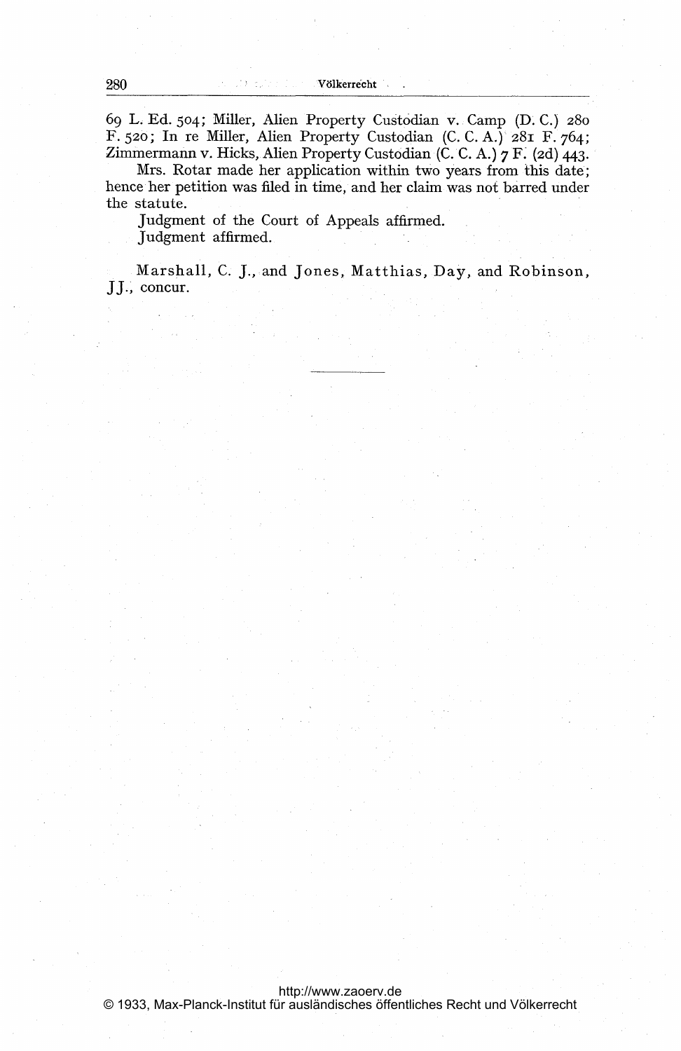69 L. Ed. 504; Miller, Alien Property Custodian v. Camp (D. C.) 280 F. 520; In re Miller, Alien Property Custodian (C. C. A.) 281 F. 764; Zimmermann v. Hicks, Alien Property Custodian (C. C. A.) 7 F. (2d) 443.

Mrs. Rotar made her application within two years from this date; hence her petition was filed in time, and her claim was not barred under the statute.

Judgment of the Court of Appeals affirmed.

Judgment affirmed.

Marshall, C. J., and Jones, Matthias, Day, and Robinson, JJ., concur.

---